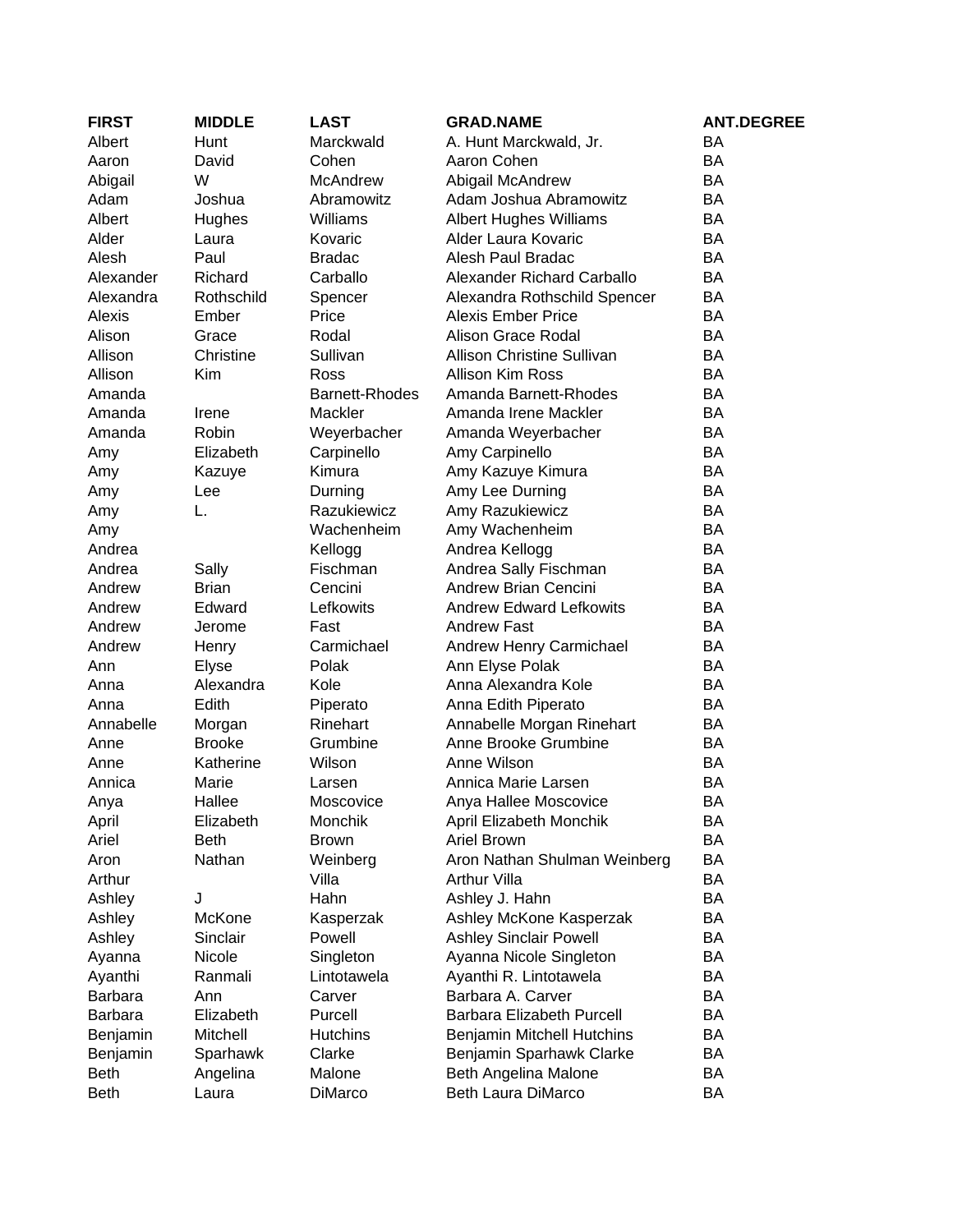| FIRST | MIDDLE | LAST | GRAD.NAME | ANT.DEGREE |
|---|---|---|---|---|
| Albert | Hunt | Marckwald | A. Hunt Marckwald, Jr. | BA |
| Aaron | David | Cohen | Aaron Cohen | BA |
| Abigail | W | McAndrew | Abigail McAndrew | BA |
| Adam | Joshua | Abramowitz | Adam Joshua Abramowitz | BA |
| Albert | Hughes | Williams | Albert Hughes Williams | BA |
| Alder | Laura | Kovaric | Alder Laura Kovaric | BA |
| Alesh | Paul | Bradac | Alesh Paul Bradac | BA |
| Alexander | Richard | Carballo | Alexander Richard Carballo | BA |
| Alexandra | Rothschild | Spencer | Alexandra Rothschild Spencer | BA |
| Alexis | Ember | Price | Alexis Ember Price | BA |
| Alison | Grace | Rodal | Alison Grace Rodal | BA |
| Allison | Christine | Sullivan | Allison Christine Sullivan | BA |
| Allison | Kim | Ross | Allison Kim Ross | BA |
| Amanda | | Barnett-Rhodes | Amanda Barnett-Rhodes | BA |
| Amanda | Irene | Mackler | Amanda Irene Mackler | BA |
| Amanda | Robin | Weyerbacher | Amanda Weyerbacher | BA |
| Amy | Elizabeth | Carpinello | Amy Carpinello | BA |
| Amy | Kazuye | Kimura | Amy Kazuye Kimura | BA |
| Amy | Lee | Durning | Amy Lee Durning | BA |
| Amy | L. | Razukiewicz | Amy Razukiewicz | BA |
| Amy | | Wachenheim | Amy Wachenheim | BA |
| Andrea | | Kellogg | Andrea Kellogg | BA |
| Andrea | Sally | Fischman | Andrea Sally Fischman | BA |
| Andrew | Brian | Cencini | Andrew Brian Cencini | BA |
| Andrew | Edward | Lefkowits | Andrew Edward Lefkowits | BA |
| Andrew | Jerome | Fast | Andrew Fast | BA |
| Andrew | Henry | Carmichael | Andrew Henry Carmichael | BA |
| Ann | Elyse | Polak | Ann Elyse Polak | BA |
| Anna | Alexandra | Kole | Anna Alexandra Kole | BA |
| Anna | Edith | Piperato | Anna Edith Piperato | BA |
| Annabelle | Morgan | Rinehart | Annabelle Morgan Rinehart | BA |
| Anne | Brooke | Grumbine | Anne Brooke Grumbine | BA |
| Anne | Katherine | Wilson | Anne Wilson | BA |
| Annica | Marie | Larsen | Annica Marie Larsen | BA |
| Anya | Hallee | Moscovice | Anya Hallee Moscovice | BA |
| April | Elizabeth | Monchik | April Elizabeth Monchik | BA |
| Ariel | Beth | Brown | Ariel Brown | BA |
| Aron | Nathan | Weinberg | Aron Nathan Shulman Weinberg | BA |
| Arthur | | Villa | Arthur Villa | BA |
| Ashley | J | Hahn | Ashley J. Hahn | BA |
| Ashley | McKone | Kasperzak | Ashley McKone Kasperzak | BA |
| Ashley | Sinclair | Powell | Ashley Sinclair Powell | BA |
| Ayanna | Nicole | Singleton | Ayanna Nicole Singleton | BA |
| Ayanthi | Ranmali | Lintotawela | Ayanthi R. Lintotawela | BA |
| Barbara | Ann | Carver | Barbara A. Carver | BA |
| Barbara | Elizabeth | Purcell | Barbara Elizabeth Purcell | BA |
| Benjamin | Mitchell | Hutchins | Benjamin Mitchell Hutchins | BA |
| Benjamin | Sparhawk | Clarke | Benjamin Sparhawk Clarke | BA |
| Beth | Angelina | Malone | Beth Angelina Malone | BA |
| Beth | Laura | DiMarco | Beth Laura DiMarco | BA |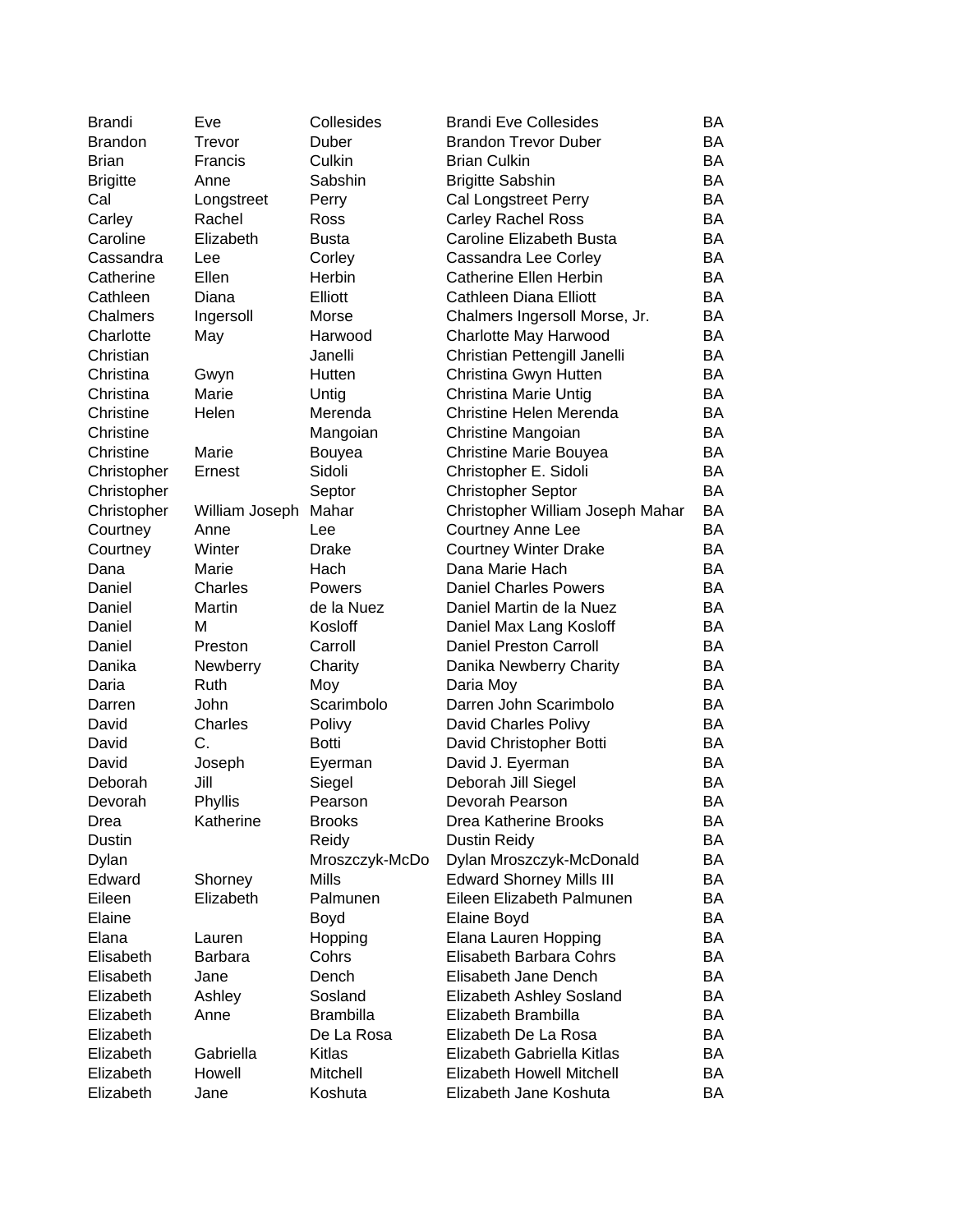| | | | | |
|---|---|---|---|---|
| Brandi | Eve | Collesides | Brandi Eve Collesides | BA |
| Brandon | Trevor | Duber | Brandon Trevor Duber | BA |
| Brian | Francis | Culkin | Brian Culkin | BA |
| Brigitte | Anne | Sabshin | Brigitte Sabshin | BA |
| Cal | Longstreet | Perry | Cal Longstreet Perry | BA |
| Carley | Rachel | Ross | Carley Rachel Ross | BA |
| Caroline | Elizabeth | Busta | Caroline Elizabeth Busta | BA |
| Cassandra | Lee | Corley | Cassandra Lee Corley | BA |
| Catherine | Ellen | Herbin | Catherine Ellen Herbin | BA |
| Cathleen | Diana | Elliott | Cathleen Diana Elliott | BA |
| Chalmers | Ingersoll | Morse | Chalmers Ingersoll Morse, Jr. | BA |
| Charlotte | May | Harwood | Charlotte May Harwood | BA |
| Christian | | Janelli | Christian Pettengill Janelli | BA |
| Christina | Gwyn | Hutten | Christina Gwyn Hutten | BA |
| Christina | Marie | Untig | Christina Marie Untig | BA |
| Christine | Helen | Merenda | Christine Helen Merenda | BA |
| Christine | | Mangoian | Christine Mangoian | BA |
| Christine | Marie | Bouyea | Christine Marie Bouyea | BA |
| Christopher | Ernest | Sidoli | Christopher E. Sidoli | BA |
| Christopher | | Septor | Christopher Septor | BA |
| Christopher | William Joseph | Mahar | Christopher William Joseph Mahar | BA |
| Courtney | Anne | Lee | Courtney Anne Lee | BA |
| Courtney | Winter | Drake | Courtney Winter Drake | BA |
| Dana | Marie | Hach | Dana Marie Hach | BA |
| Daniel | Charles | Powers | Daniel Charles Powers | BA |
| Daniel | Martin | de la Nuez | Daniel Martin de la Nuez | BA |
| Daniel | M | Kosloff | Daniel Max Lang Kosloff | BA |
| Daniel | Preston | Carroll | Daniel Preston Carroll | BA |
| Danika | Newberry | Charity | Danika Newberry Charity | BA |
| Daria | Ruth | Moy | Daria Moy | BA |
| Darren | John | Scarimbolo | Darren John Scarimbolo | BA |
| David | Charles | Polivy | David Charles Polivy | BA |
| David | C. | Botti | David Christopher Botti | BA |
| David | Joseph | Eyerman | David J. Eyerman | BA |
| Deborah | Jill | Siegel | Deborah Jill Siegel | BA |
| Devorah | Phyllis | Pearson | Devorah Pearson | BA |
| Drea | Katherine | Brooks | Drea Katherine Brooks | BA |
| Dustin | | Reidy | Dustin Reidy | BA |
| Dylan | | Mroszczyk-McDo | Dylan Mroszczyk-McDonald | BA |
| Edward | Shorney | Mills | Edward Shorney Mills III | BA |
| Eileen | Elizabeth | Palmunen | Eileen Elizabeth Palmunen | BA |
| Elaine | | Boyd | Elaine Boyd | BA |
| Elana | Lauren | Hopping | Elana Lauren Hopping | BA |
| Elisabeth | Barbara | Cohrs | Elisabeth Barbara Cohrs | BA |
| Elisabeth | Jane | Dench | Elisabeth Jane Dench | BA |
| Elizabeth | Ashley | Sosland | Elizabeth Ashley Sosland | BA |
| Elizabeth | Anne | Brambilla | Elizabeth Brambilla | BA |
| Elizabeth | | De La Rosa | Elizabeth De La Rosa | BA |
| Elizabeth | Gabriella | Kitlas | Elizabeth Gabriella Kitlas | BA |
| Elizabeth | Howell | Mitchell | Elizabeth Howell Mitchell | BA |
| Elizabeth | Jane | Koshuta | Elizabeth Jane Koshuta | BA |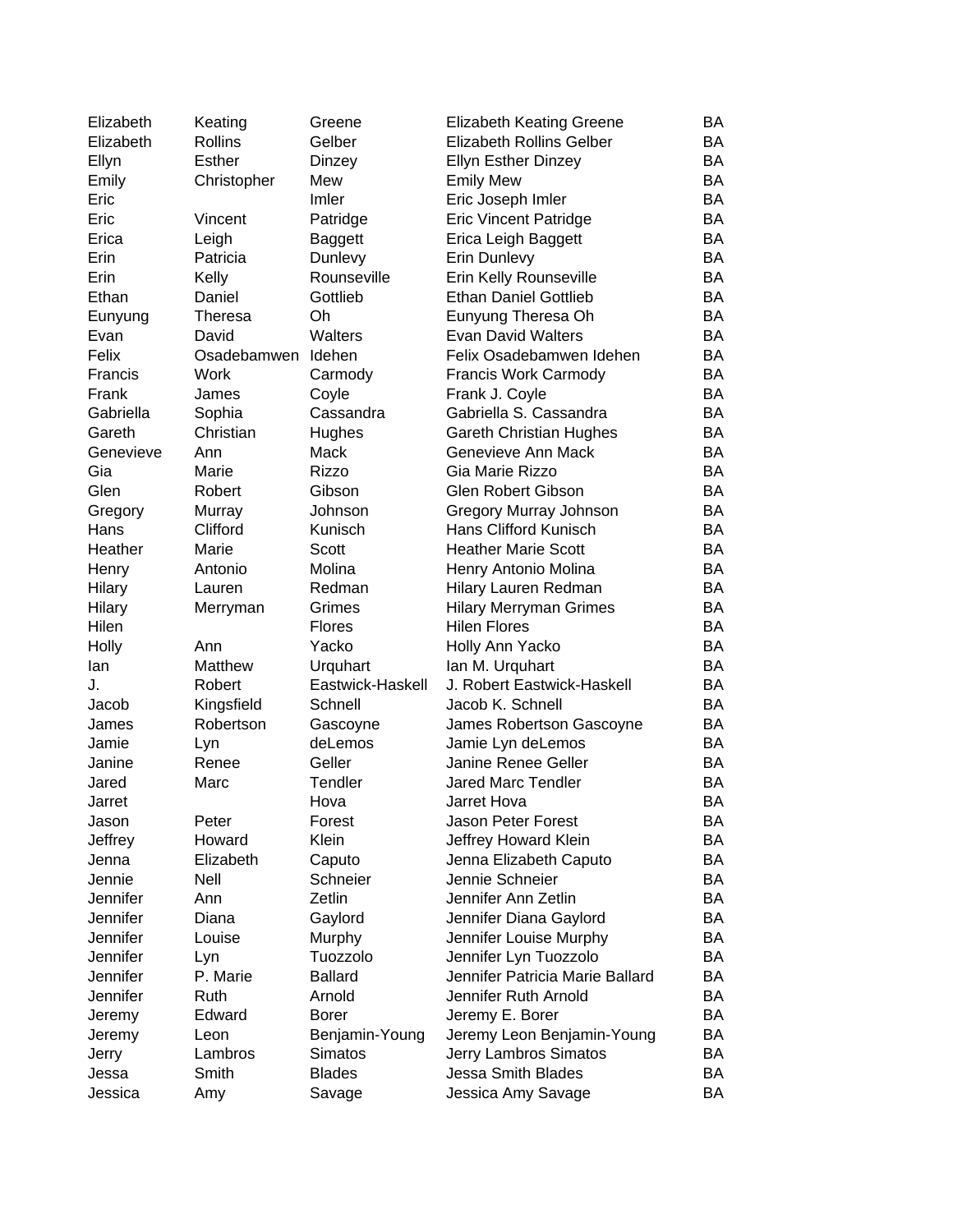| | | | | |
|---|---|---|---|---|
| Elizabeth | Keating | Greene | Elizabeth Keating Greene | BA |
| Elizabeth | Rollins | Gelber | Elizabeth Rollins Gelber | BA |
| Ellyn | Esther | Dinzey | Ellyn Esther Dinzey | BA |
| Emily | Christopher | Mew | Emily Mew | BA |
| Eric | | Imler | Eric Joseph Imler | BA |
| Eric | Vincent | Patridge | Eric Vincent Patridge | BA |
| Erica | Leigh | Baggett | Erica Leigh Baggett | BA |
| Erin | Patricia | Dunlevy | Erin Dunlevy | BA |
| Erin | Kelly | Rounseville | Erin Kelly Rounseville | BA |
| Ethan | Daniel | Gottlieb | Ethan Daniel Gottlieb | BA |
| Eunyung | Theresa | Oh | Eunyung Theresa Oh | BA |
| Evan | David | Walters | Evan David Walters | BA |
| Felix | Osadebamwen | Idehen | Felix Osadebamwen Idehen | BA |
| Francis | Work | Carmody | Francis Work Carmody | BA |
| Frank | James | Coyle | Frank J. Coyle | BA |
| Gabriella | Sophia | Cassandra | Gabriella S. Cassandra | BA |
| Gareth | Christian | Hughes | Gareth Christian Hughes | BA |
| Genevieve | Ann | Mack | Genevieve Ann Mack | BA |
| Gia | Marie | Rizzo | Gia Marie Rizzo | BA |
| Glen | Robert | Gibson | Glen Robert Gibson | BA |
| Gregory | Murray | Johnson | Gregory Murray Johnson | BA |
| Hans | Clifford | Kunisch | Hans Clifford Kunisch | BA |
| Heather | Marie | Scott | Heather Marie Scott | BA |
| Henry | Antonio | Molina | Henry Antonio Molina | BA |
| Hilary | Lauren | Redman | Hilary Lauren Redman | BA |
| Hilary | Merryman | Grimes | Hilary Merryman Grimes | BA |
| Hilen | | Flores | Hilen Flores | BA |
| Holly | Ann | Yacko | Holly Ann Yacko | BA |
| Ian | Matthew | Urquhart | Ian M. Urquhart | BA |
| J. | Robert | Eastwick-Haskell | J. Robert Eastwick-Haskell | BA |
| Jacob | Kingsfield | Schnell | Jacob K. Schnell | BA |
| James | Robertson | Gascoyne | James Robertson Gascoyne | BA |
| Jamie | Lyn | deLemos | Jamie Lyn deLemos | BA |
| Janine | Renee | Geller | Janine Renee Geller | BA |
| Jared | Marc | Tendler | Jared Marc Tendler | BA |
| Jarret | | Hova | Jarret Hova | BA |
| Jason | Peter | Forest | Jason Peter Forest | BA |
| Jeffrey | Howard | Klein | Jeffrey Howard Klein | BA |
| Jenna | Elizabeth | Caputo | Jenna Elizabeth Caputo | BA |
| Jennie | Nell | Schneier | Jennie Schneier | BA |
| Jennifer | Ann | Zetlin | Jennifer Ann Zetlin | BA |
| Jennifer | Diana | Gaylord | Jennifer Diana Gaylord | BA |
| Jennifer | Louise | Murphy | Jennifer Louise Murphy | BA |
| Jennifer | Lyn | Tuozzolo | Jennifer Lyn Tuozzolo | BA |
| Jennifer | P. Marie | Ballard | Jennifer Patricia Marie Ballard | BA |
| Jennifer | Ruth | Arnold | Jennifer Ruth Arnold | BA |
| Jeremy | Edward | Borer | Jeremy E. Borer | BA |
| Jeremy | Leon | Benjamin-Young | Jeremy Leon Benjamin-Young | BA |
| Jerry | Lambros | Simatos | Jerry Lambros Simatos | BA |
| Jessa | Smith | Blades | Jessa Smith Blades | BA |
| Jessica | Amy | Savage | Jessica Amy Savage | BA |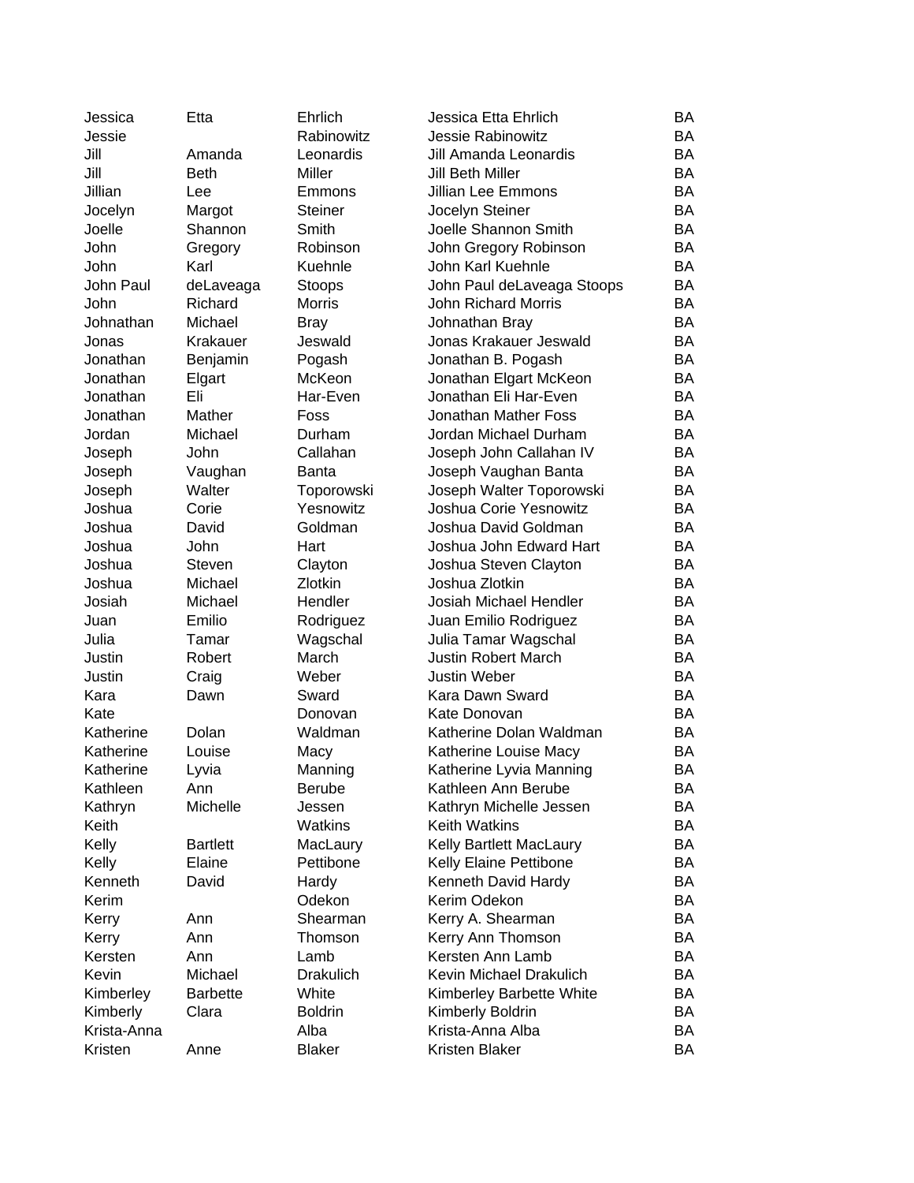| | | | | |
|---|---|---|---|---|
| Jessica | Etta | Ehrlich | Jessica Etta Ehrlich | BA |
| Jessie | | Rabinowitz | Jessie Rabinowitz | BA |
| Jill | Amanda | Leonardis | Jill Amanda Leonardis | BA |
| Jill | Beth | Miller | Jill Beth Miller | BA |
| Jillian | Lee | Emmons | Jillian Lee Emmons | BA |
| Jocelyn | Margot | Steiner | Jocelyn Steiner | BA |
| Joelle | Shannon | Smith | Joelle Shannon Smith | BA |
| John | Gregory | Robinson | John Gregory Robinson | BA |
| John | Karl | Kuehnle | John Karl Kuehnle | BA |
| John Paul | deLaveaga | Stoops | John Paul deLaveaga Stoops | BA |
| John | Richard | Morris | John Richard Morris | BA |
| Johnathan | Michael | Bray | Johnathan Bray | BA |
| Jonas | Krakauer | Jeswald | Jonas Krakauer Jeswald | BA |
| Jonathan | Benjamin | Pogash | Jonathan B. Pogash | BA |
| Jonathan | Elgart | McKeon | Jonathan Elgart McKeon | BA |
| Jonathan | Eli | Har-Even | Jonathan Eli Har-Even | BA |
| Jonathan | Mather | Foss | Jonathan Mather Foss | BA |
| Jordan | Michael | Durham | Jordan Michael Durham | BA |
| Joseph | John | Callahan | Joseph John Callahan IV | BA |
| Joseph | Vaughan | Banta | Joseph Vaughan Banta | BA |
| Joseph | Walter | Toporowski | Joseph Walter Toporowski | BA |
| Joshua | Corie | Yesnowitz | Joshua Corie Yesnowitz | BA |
| Joshua | David | Goldman | Joshua David Goldman | BA |
| Joshua | John | Hart | Joshua John Edward Hart | BA |
| Joshua | Steven | Clayton | Joshua Steven Clayton | BA |
| Joshua | Michael | Zlotkin | Joshua Zlotkin | BA |
| Josiah | Michael | Hendler | Josiah Michael Hendler | BA |
| Juan | Emilio | Rodriguez | Juan Emilio Rodriguez | BA |
| Julia | Tamar | Wagschal | Julia Tamar Wagschal | BA |
| Justin | Robert | March | Justin Robert March | BA |
| Justin | Craig | Weber | Justin Weber | BA |
| Kara | Dawn | Sward | Kara Dawn Sward | BA |
| Kate | | Donovan | Kate Donovan | BA |
| Katherine | Dolan | Waldman | Katherine Dolan Waldman | BA |
| Katherine | Louise | Macy | Katherine Louise Macy | BA |
| Katherine | Lyvia | Manning | Katherine Lyvia Manning | BA |
| Kathleen | Ann | Berube | Kathleen Ann Berube | BA |
| Kathryn | Michelle | Jessen | Kathryn Michelle Jessen | BA |
| Keith | | Watkins | Keith Watkins | BA |
| Kelly | Bartlett | MacLaury | Kelly Bartlett MacLaury | BA |
| Kelly | Elaine | Pettibone | Kelly Elaine Pettibone | BA |
| Kenneth | David | Hardy | Kenneth David Hardy | BA |
| Kerim | | Odekon | Kerim Odekon | BA |
| Kerry | Ann | Shearman | Kerry A. Shearman | BA |
| Kerry | Ann | Thomson | Kerry Ann Thomson | BA |
| Kersten | Ann | Lamb | Kersten Ann Lamb | BA |
| Kevin | Michael | Drakulich | Kevin Michael Drakulich | BA |
| Kimberley | Barbette | White | Kimberley Barbette White | BA |
| Kimberly | Clara | Boldrin | Kimberly Boldrin | BA |
| Krista-Anna | | Alba | Krista-Anna Alba | BA |
| Kristen | Anne | Blaker | Kristen Blaker | BA |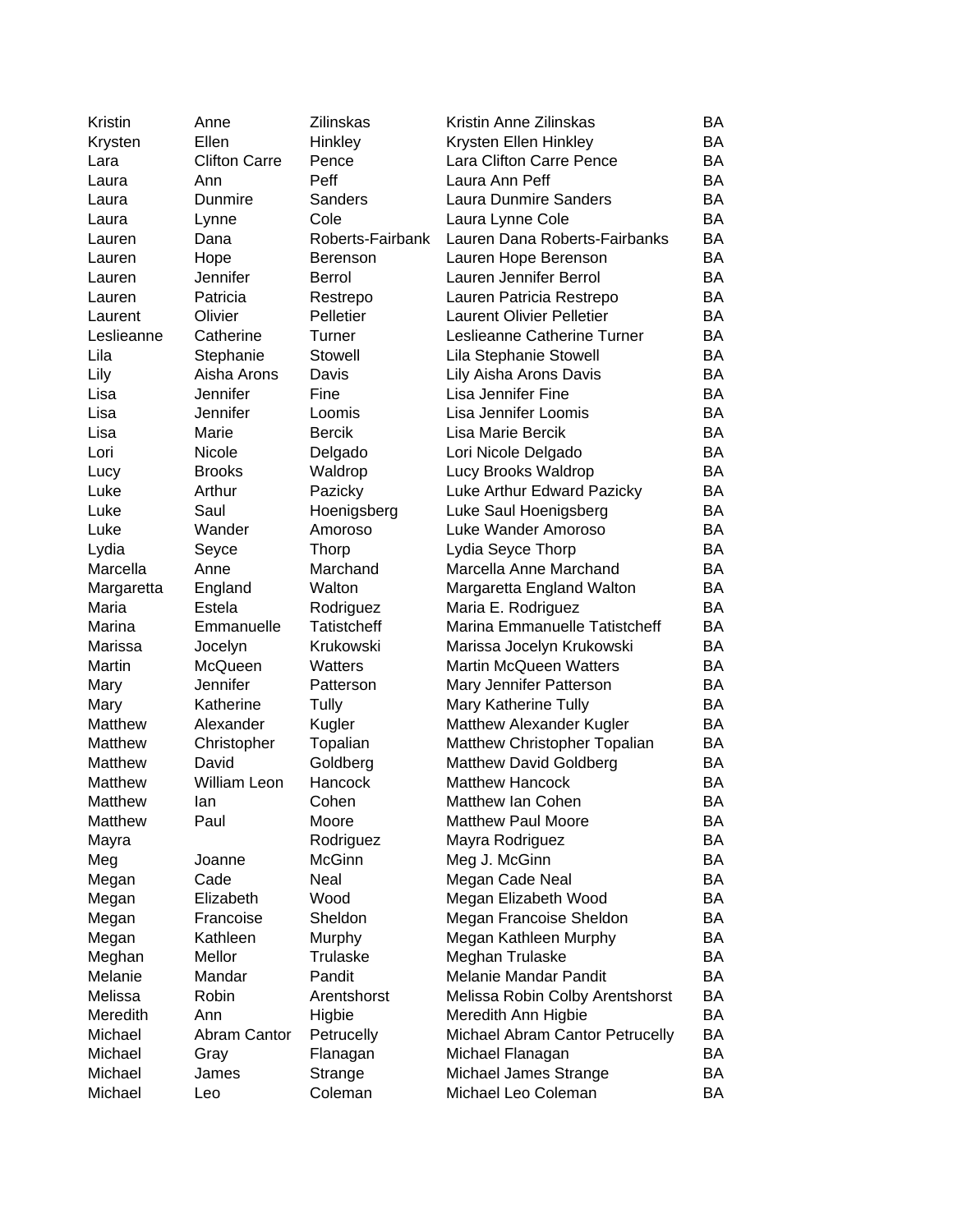| | | | | |
|---|---|---|---|---|
| Kristin | Anne | Zilinskas | Kristin Anne Zilinskas | BA |
| Krysten | Ellen | Hinkley | Krysten Ellen Hinkley | BA |
| Lara | Clifton Carre | Pence | Lara Clifton Carre Pence | BA |
| Laura | Ann | Peff | Laura Ann Peff | BA |
| Laura | Dunmire | Sanders | Laura Dunmire Sanders | BA |
| Laura | Lynne | Cole | Laura Lynne Cole | BA |
| Lauren | Dana | Roberts-Fairbank | Lauren Dana Roberts-Fairbanks | BA |
| Lauren | Hope | Berenson | Lauren Hope Berenson | BA |
| Lauren | Jennifer | Berrol | Lauren Jennifer Berrol | BA |
| Lauren | Patricia | Restrepo | Lauren Patricia Restrepo | BA |
| Laurent | Olivier | Pelletier | Laurent Olivier Pelletier | BA |
| Leslieanne | Catherine | Turner | Leslieanne Catherine Turner | BA |
| Lila | Stephanie | Stowell | Lila Stephanie Stowell | BA |
| Lily | Aisha Arons | Davis | Lily Aisha Arons Davis | BA |
| Lisa | Jennifer | Fine | Lisa Jennifer Fine | BA |
| Lisa | Jennifer | Loomis | Lisa Jennifer Loomis | BA |
| Lisa | Marie | Bercik | Lisa Marie Bercik | BA |
| Lori | Nicole | Delgado | Lori Nicole Delgado | BA |
| Lucy | Brooks | Waldrop | Lucy Brooks Waldrop | BA |
| Luke | Arthur | Pazicky | Luke Arthur Edward Pazicky | BA |
| Luke | Saul | Hoenigsberg | Luke Saul Hoenigsberg | BA |
| Luke | Wander | Amoroso | Luke Wander Amoroso | BA |
| Lydia | Seyce | Thorp | Lydia Seyce Thorp | BA |
| Marcella | Anne | Marchand | Marcella Anne Marchand | BA |
| Margaretta | England | Walton | Margaretta England Walton | BA |
| Maria | Estela | Rodriguez | Maria E. Rodriguez | BA |
| Marina | Emmanuelle | Tatistcheff | Marina Emmanuelle Tatistcheff | BA |
| Marissa | Jocelyn | Krukowski | Marissa Jocelyn Krukowski | BA |
| Martin | McQueen | Watters | Martin McQueen Watters | BA |
| Mary | Jennifer | Patterson | Mary Jennifer Patterson | BA |
| Mary | Katherine | Tully | Mary Katherine Tully | BA |
| Matthew | Alexander | Kugler | Matthew Alexander Kugler | BA |
| Matthew | Christopher | Topalian | Matthew Christopher Topalian | BA |
| Matthew | David | Goldberg | Matthew David Goldberg | BA |
| Matthew | William Leon | Hancock | Matthew Hancock | BA |
| Matthew | Ian | Cohen | Matthew Ian Cohen | BA |
| Matthew | Paul | Moore | Matthew Paul Moore | BA |
| Mayra | | Rodriguez | Mayra Rodriguez | BA |
| Meg | Joanne | McGinn | Meg J. McGinn | BA |
| Megan | Cade | Neal | Megan Cade Neal | BA |
| Megan | Elizabeth | Wood | Megan Elizabeth Wood | BA |
| Megan | Francoise | Sheldon | Megan Francoise Sheldon | BA |
| Megan | Kathleen | Murphy | Megan Kathleen Murphy | BA |
| Meghan | Mellor | Trulaske | Meghan Trulaske | BA |
| Melanie | Mandar | Pandit | Melanie Mandar Pandit | BA |
| Melissa | Robin | Arentshorst | Melissa Robin Colby Arentshorst | BA |
| Meredith | Ann | Higbie | Meredith Ann Higbie | BA |
| Michael | Abram Cantor | Petrucelly | Michael Abram Cantor Petrucelly | BA |
| Michael | Gray | Flanagan | Michael Flanagan | BA |
| Michael | James | Strange | Michael James Strange | BA |
| Michael | Leo | Coleman | Michael Leo Coleman | BA |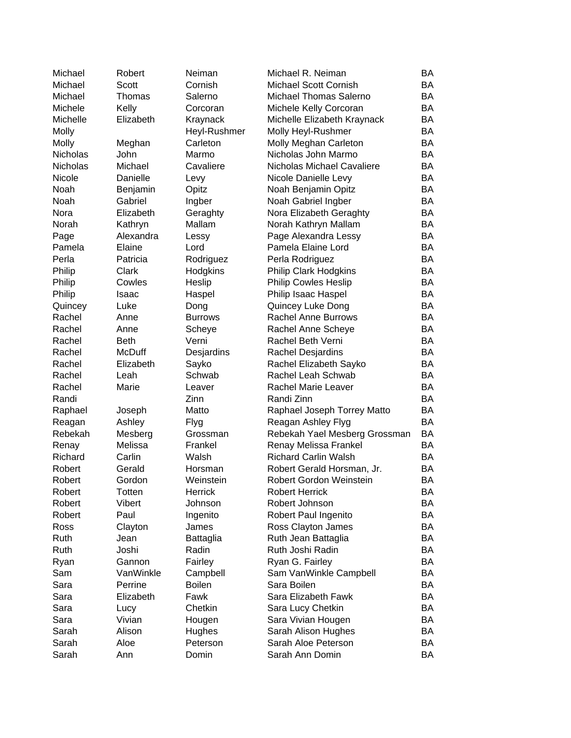| | | | | |
|---|---|---|---|---|
| Michael | Robert | Neiman | Michael R. Neiman | BA |
| Michael | Scott | Cornish | Michael Scott Cornish | BA |
| Michael | Thomas | Salerno | Michael Thomas Salerno | BA |
| Michele | Kelly | Corcoran | Michele Kelly Corcoran | BA |
| Michelle | Elizabeth | Kraynack | Michelle Elizabeth Kraynack | BA |
| Molly | | Heyl-Rushmer | Molly Heyl-Rushmer | BA |
| Molly | Meghan | Carleton | Molly Meghan Carleton | BA |
| Nicholas | John | Marmo | Nicholas John Marmo | BA |
| Nicholas | Michael | Cavaliere | Nicholas Michael Cavaliere | BA |
| Nicole | Danielle | Levy | Nicole Danielle Levy | BA |
| Noah | Benjamin | Opitz | Noah Benjamin Opitz | BA |
| Noah | Gabriel | Ingber | Noah Gabriel Ingber | BA |
| Nora | Elizabeth | Geraghty | Nora Elizabeth Geraghty | BA |
| Norah | Kathryn | Mallam | Norah Kathryn Mallam | BA |
| Page | Alexandra | Lessy | Page Alexandra Lessy | BA |
| Pamela | Elaine | Lord | Pamela Elaine Lord | BA |
| Perla | Patricia | Rodriguez | Perla Rodriguez | BA |
| Philip | Clark | Hodgkins | Philip Clark Hodgkins | BA |
| Philip | Cowles | Heslip | Philip Cowles Heslip | BA |
| Philip | Isaac | Haspel | Philip Isaac Haspel | BA |
| Quincey | Luke | Dong | Quincey Luke Dong | BA |
| Rachel | Anne | Burrows | Rachel Anne Burrows | BA |
| Rachel | Anne | Scheye | Rachel Anne Scheye | BA |
| Rachel | Beth | Verni | Rachel Beth Verni | BA |
| Rachel | McDuff | Desjardins | Rachel Desjardins | BA |
| Rachel | Elizabeth | Sayko | Rachel Elizabeth Sayko | BA |
| Rachel | Leah | Schwab | Rachel Leah Schwab | BA |
| Rachel | Marie | Leaver | Rachel Marie Leaver | BA |
| Randi | | Zinn | Randi Zinn | BA |
| Raphael | Joseph | Matto | Raphael Joseph Torrey Matto | BA |
| Reagan | Ashley | Flyg | Reagan Ashley Flyg | BA |
| Rebekah | Mesberg | Grossman | Rebekah Yael Mesberg Grossman | BA |
| Renay | Melissa | Frankel | Renay Melissa Frankel | BA |
| Richard | Carlin | Walsh | Richard Carlin Walsh | BA |
| Robert | Gerald | Horsman | Robert Gerald Horsman, Jr. | BA |
| Robert | Gordon | Weinstein | Robert Gordon Weinstein | BA |
| Robert | Totten | Herrick | Robert Herrick | BA |
| Robert | Vibert | Johnson | Robert Johnson | BA |
| Robert | Paul | Ingenito | Robert Paul Ingenito | BA |
| Ross | Clayton | James | Ross Clayton James | BA |
| Ruth | Jean | Battaglia | Ruth Jean Battaglia | BA |
| Ruth | Joshi | Radin | Ruth Joshi Radin | BA |
| Ryan | Gannon | Fairley | Ryan G. Fairley | BA |
| Sam | VanWinkle | Campbell | Sam VanWinkle Campbell | BA |
| Sara | Perrine | Boilen | Sara Boilen | BA |
| Sara | Elizabeth | Fawk | Sara Elizabeth Fawk | BA |
| Sara | Lucy | Chetkin | Sara Lucy Chetkin | BA |
| Sara | Vivian | Hougen | Sara Vivian Hougen | BA |
| Sarah | Alison | Hughes | Sarah Alison Hughes | BA |
| Sarah | Aloe | Peterson | Sarah Aloe Peterson | BA |
| Sarah | Ann | Domin | Sarah Ann Domin | BA |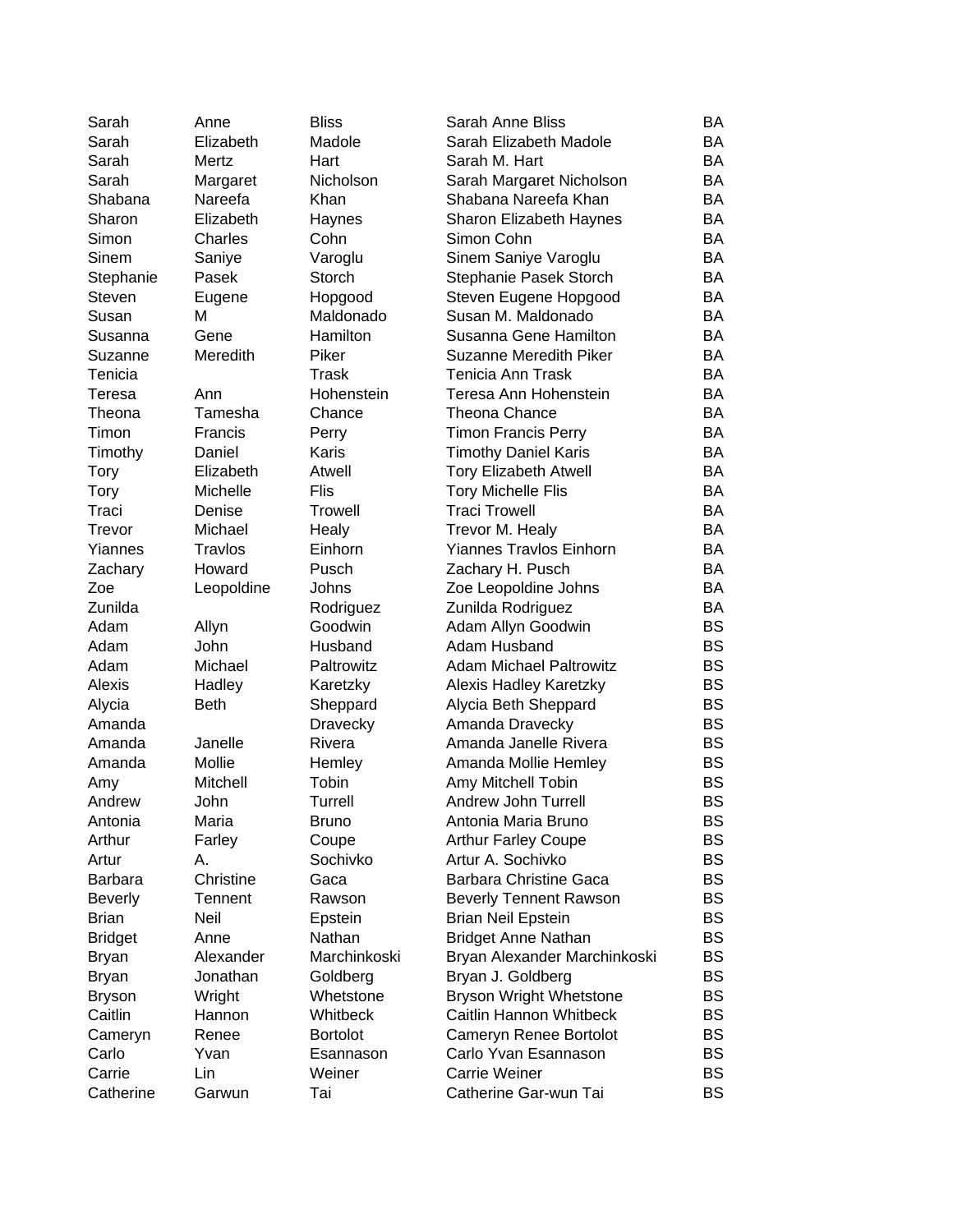| | | | | |
|---|---|---|---|---|
| Sarah | Anne | Bliss | Sarah Anne Bliss | BA |
| Sarah | Elizabeth | Madole | Sarah Elizabeth Madole | BA |
| Sarah | Mertz | Hart | Sarah M. Hart | BA |
| Sarah | Margaret | Nicholson | Sarah Margaret Nicholson | BA |
| Shabana | Nareefa | Khan | Shabana Nareefa Khan | BA |
| Sharon | Elizabeth | Haynes | Sharon Elizabeth Haynes | BA |
| Simon | Charles | Cohn | Simon Cohn | BA |
| Sinem | Saniye | Varoglu | Sinem Saniye Varoglu | BA |
| Stephanie | Pasek | Storch | Stephanie Pasek Storch | BA |
| Steven | Eugene | Hopgood | Steven Eugene Hopgood | BA |
| Susan | M | Maldonado | Susan M. Maldonado | BA |
| Susanna | Gene | Hamilton | Susanna Gene Hamilton | BA |
| Suzanne | Meredith | Piker | Suzanne Meredith Piker | BA |
| Tenicia | | Trask | Tenicia Ann Trask | BA |
| Teresa | Ann | Hohenstein | Teresa Ann Hohenstein | BA |
| Theona | Tamesha | Chance | Theona Chance | BA |
| Timon | Francis | Perry | Timon Francis Perry | BA |
| Timothy | Daniel | Karis | Timothy Daniel Karis | BA |
| Tory | Elizabeth | Atwell | Tory Elizabeth Atwell | BA |
| Tory | Michelle | Flis | Tory Michelle Flis | BA |
| Traci | Denise | Trowell | Traci Trowell | BA |
| Trevor | Michael | Healy | Trevor M. Healy | BA |
| Yiannes | Travlos | Einhorn | Yiannes Travlos Einhorn | BA |
| Zachary | Howard | Pusch | Zachary H. Pusch | BA |
| Zoe | Leopoldine | Johns | Zoe Leopoldine Johns | BA |
| Zunilda | | Rodriguez | Zunilda Rodriguez | BA |
| Adam | Allyn | Goodwin | Adam Allyn Goodwin | BS |
| Adam | John | Husband | Adam Husband | BS |
| Adam | Michael | Paltrowitz | Adam Michael Paltrowitz | BS |
| Alexis | Hadley | Karetzky | Alexis Hadley Karetzky | BS |
| Alycia | Beth | Sheppard | Alycia Beth Sheppard | BS |
| Amanda | | Dravecky | Amanda Dravecky | BS |
| Amanda | Janelle | Rivera | Amanda Janelle Rivera | BS |
| Amanda | Mollie | Hemley | Amanda Mollie Hemley | BS |
| Amy | Mitchell | Tobin | Amy Mitchell Tobin | BS |
| Andrew | John | Turrell | Andrew John Turrell | BS |
| Antonia | Maria | Bruno | Antonia Maria Bruno | BS |
| Arthur | Farley | Coupe | Arthur Farley Coupe | BS |
| Artur | A. | Sochivko | Artur A. Sochivko | BS |
| Barbara | Christine | Gaca | Barbara Christine Gaca | BS |
| Beverly | Tennent | Rawson | Beverly Tennent Rawson | BS |
| Brian | Neil | Epstein | Brian Neil Epstein | BS |
| Bridget | Anne | Nathan | Bridget Anne Nathan | BS |
| Bryan | Alexander | Marchinkoski | Bryan Alexander Marchinkoski | BS |
| Bryan | Jonathan | Goldberg | Bryan J. Goldberg | BS |
| Bryson | Wright | Whetstone | Bryson Wright Whetstone | BS |
| Caitlin | Hannon | Whitbeck | Caitlin Hannon Whitbeck | BS |
| Cameryn | Renee | Bortolot | Cameryn Renee Bortolot | BS |
| Carlo | Yvan | Esannason | Carlo Yvan Esannason | BS |
| Carrie | Lin | Weiner | Carrie Weiner | BS |
| Catherine | Garwun | Tai | Catherine Gar-wun Tai | BS |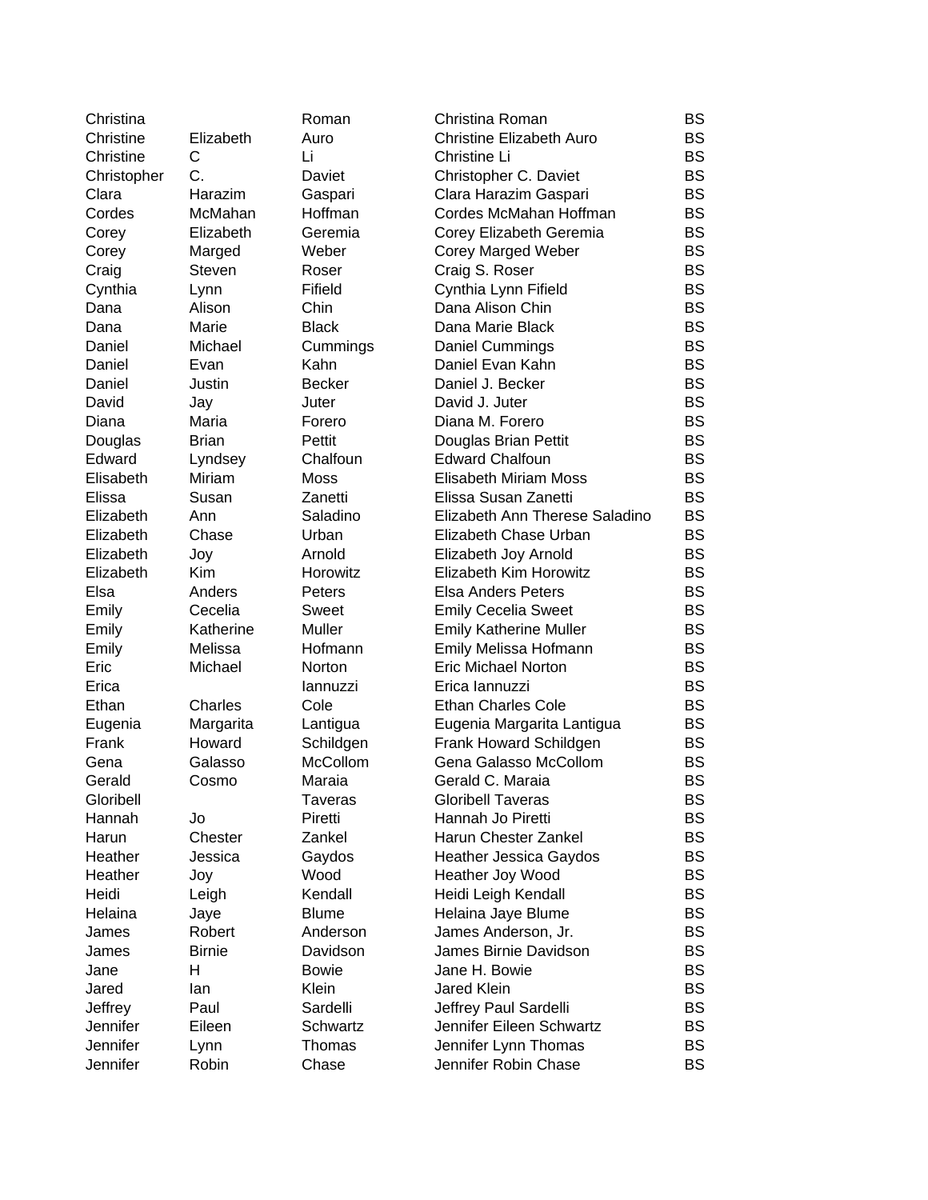| | | | | |
|---|---|---|---|---|
| Christina | | Roman | Christina Roman | BS |
| Christine | Elizabeth | Auro | Christine Elizabeth Auro | BS |
| Christine | C | Li | Christine Li | BS |
| Christopher | C. | Daviet | Christopher C. Daviet | BS |
| Clara | Harazim | Gaspari | Clara Harazim Gaspari | BS |
| Cordes | McMahan | Hoffman | Cordes McMahan Hoffman | BS |
| Corey | Elizabeth | Geremia | Corey Elizabeth Geremia | BS |
| Corey | Marged | Weber | Corey Marged Weber | BS |
| Craig | Steven | Roser | Craig S. Roser | BS |
| Cynthia | Lynn | Fifield | Cynthia Lynn Fifield | BS |
| Dana | Alison | Chin | Dana Alison Chin | BS |
| Dana | Marie | Black | Dana Marie Black | BS |
| Daniel | Michael | Cummings | Daniel Cummings | BS |
| Daniel | Evan | Kahn | Daniel Evan Kahn | BS |
| Daniel | Justin | Becker | Daniel J. Becker | BS |
| David | Jay | Juter | David J. Juter | BS |
| Diana | Maria | Forero | Diana M. Forero | BS |
| Douglas | Brian | Pettit | Douglas Brian Pettit | BS |
| Edward | Lyndsey | Chalfoun | Edward Chalfoun | BS |
| Elisabeth | Miriam | Moss | Elisabeth Miriam Moss | BS |
| Elissa | Susan | Zanetti | Elissa Susan Zanetti | BS |
| Elizabeth | Ann | Saladino | Elizabeth Ann Therese Saladino | BS |
| Elizabeth | Chase | Urban | Elizabeth Chase Urban | BS |
| Elizabeth | Joy | Arnold | Elizabeth Joy Arnold | BS |
| Elizabeth | Kim | Horowitz | Elizabeth Kim Horowitz | BS |
| Elsa | Anders | Peters | Elsa Anders Peters | BS |
| Emily | Cecelia | Sweet | Emily Cecelia Sweet | BS |
| Emily | Katherine | Muller | Emily Katherine Muller | BS |
| Emily | Melissa | Hofmann | Emily Melissa Hofmann | BS |
| Eric | Michael | Norton | Eric Michael Norton | BS |
| Erica | | Iannuzzi | Erica Iannuzzi | BS |
| Ethan | Charles | Cole | Ethan Charles Cole | BS |
| Eugenia | Margarita | Lantigua | Eugenia Margarita Lantigua | BS |
| Frank | Howard | Schildgen | Frank Howard Schildgen | BS |
| Gena | Galasso | McCollom | Gena Galasso McCollom | BS |
| Gerald | Cosmo | Maraia | Gerald C. Maraia | BS |
| Gloribell | | Taveras | Gloribell Taveras | BS |
| Hannah | Jo | Piretti | Hannah Jo Piretti | BS |
| Harun | Chester | Zankel | Harun Chester Zankel | BS |
| Heather | Jessica | Gaydos | Heather Jessica Gaydos | BS |
| Heather | Joy | Wood | Heather Joy Wood | BS |
| Heidi | Leigh | Kendall | Heidi Leigh Kendall | BS |
| Helaina | Jaye | Blume | Helaina Jaye Blume | BS |
| James | Robert | Anderson | James Anderson, Jr. | BS |
| James | Birnie | Davidson | James Birnie Davidson | BS |
| Jane | H | Bowie | Jane H. Bowie | BS |
| Jared | Ian | Klein | Jared Klein | BS |
| Jeffrey | Paul | Sardelli | Jeffrey Paul Sardelli | BS |
| Jennifer | Eileen | Schwartz | Jennifer Eileen Schwartz | BS |
| Jennifer | Lynn | Thomas | Jennifer Lynn Thomas | BS |
| Jennifer | Robin | Chase | Jennifer Robin Chase | BS |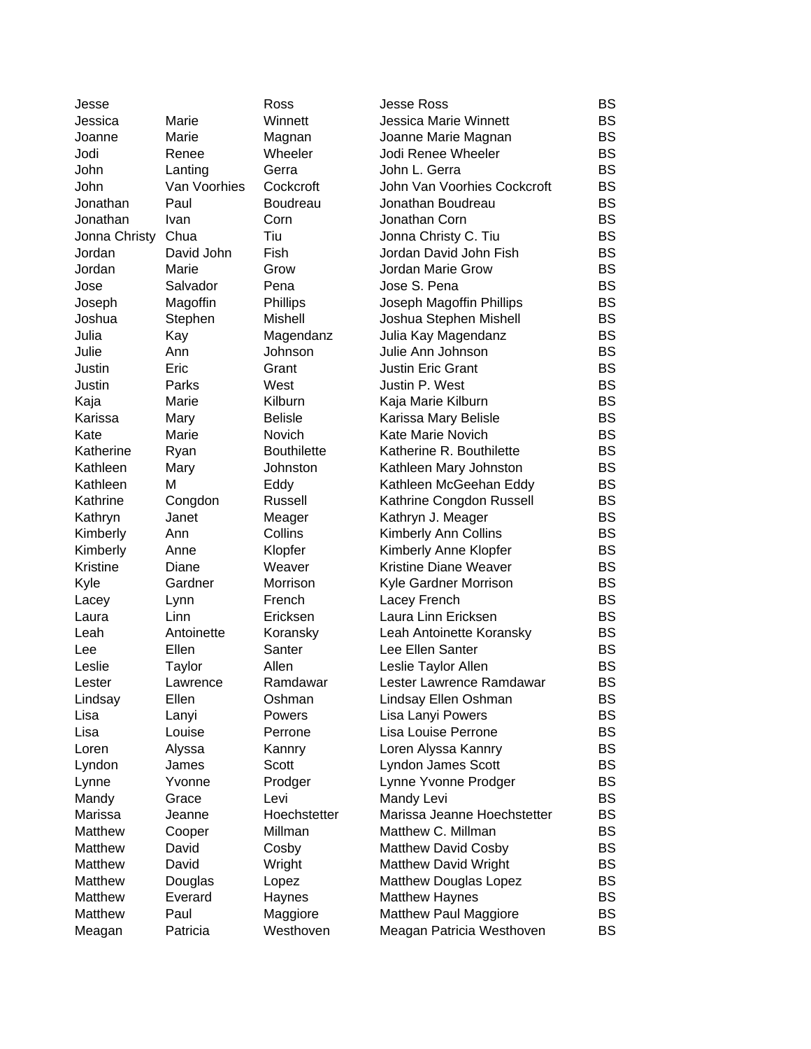| | | | | |
|---|---|---|---|---|
| Jesse | | Ross | Jesse Ross | BS |
| Jessica | Marie | Winnett | Jessica Marie Winnett | BS |
| Joanne | Marie | Magnan | Joanne Marie Magnan | BS |
| Jodi | Renee | Wheeler | Jodi Renee Wheeler | BS |
| John | Lanting | Gerra | John L. Gerra | BS |
| John | Van Voorhies | Cockcroft | John Van Voorhies Cockcroft | BS |
| Jonathan | Paul | Boudreau | Jonathan Boudreau | BS |
| Jonathan | Ivan | Corn | Jonathan Corn | BS |
| Jonna Christy | Chua | Tiu | Jonna Christy C. Tiu | BS |
| Jordan | David John | Fish | Jordan David John Fish | BS |
| Jordan | Marie | Grow | Jordan Marie Grow | BS |
| Jose | Salvador | Pena | Jose S. Pena | BS |
| Joseph | Magoffin | Phillips | Joseph Magoffin Phillips | BS |
| Joshua | Stephen | Mishell | Joshua Stephen Mishell | BS |
| Julia | Kay | Magendanz | Julia Kay Magendanz | BS |
| Julie | Ann | Johnson | Julie Ann Johnson | BS |
| Justin | Eric | Grant | Justin Eric Grant | BS |
| Justin | Parks | West | Justin P. West | BS |
| Kaja | Marie | Kilburn | Kaja Marie Kilburn | BS |
| Karissa | Mary | Belisle | Karissa Mary Belisle | BS |
| Kate | Marie | Novich | Kate Marie Novich | BS |
| Katherine | Ryan | Bouthilette | Katherine R. Bouthilette | BS |
| Kathleen | Mary | Johnston | Kathleen Mary Johnston | BS |
| Kathleen | M | Eddy | Kathleen McGeehan Eddy | BS |
| Kathrine | Congdon | Russell | Kathrine Congdon Russell | BS |
| Kathryn | Janet | Meager | Kathryn J. Meager | BS |
| Kimberly | Ann | Collins | Kimberly Ann Collins | BS |
| Kimberly | Anne | Klopfer | Kimberly Anne Klopfer | BS |
| Kristine | Diane | Weaver | Kristine Diane Weaver | BS |
| Kyle | Gardner | Morrison | Kyle Gardner Morrison | BS |
| Lacey | Lynn | French | Lacey French | BS |
| Laura | Linn | Ericksen | Laura Linn Ericksen | BS |
| Leah | Antoinette | Koransky | Leah Antoinette Koransky | BS |
| Lee | Ellen | Santer | Lee Ellen Santer | BS |
| Leslie | Taylor | Allen | Leslie Taylor Allen | BS |
| Lester | Lawrence | Ramdawar | Lester Lawrence Ramdawar | BS |
| Lindsay | Ellen | Oshman | Lindsay Ellen Oshman | BS |
| Lisa | Lanyi | Powers | Lisa Lanyi Powers | BS |
| Lisa | Louise | Perrone | Lisa Louise Perrone | BS |
| Loren | Alyssa | Kannry | Loren Alyssa Kannry | BS |
| Lyndon | James | Scott | Lyndon James Scott | BS |
| Lynne | Yvonne | Prodger | Lynne Yvonne Prodger | BS |
| Mandy | Grace | Levi | Mandy Levi | BS |
| Marissa | Jeanne | Hoechstetter | Marissa Jeanne Hoechstetter | BS |
| Matthew | Cooper | Millman | Matthew C. Millman | BS |
| Matthew | David | Cosby | Matthew David Cosby | BS |
| Matthew | David | Wright | Matthew David Wright | BS |
| Matthew | Douglas | Lopez | Matthew Douglas Lopez | BS |
| Matthew | Everard | Haynes | Matthew Haynes | BS |
| Matthew | Paul | Maggiore | Matthew Paul Maggiore | BS |
| Meagan | Patricia | Westhoven | Meagan Patricia Westhoven | BS |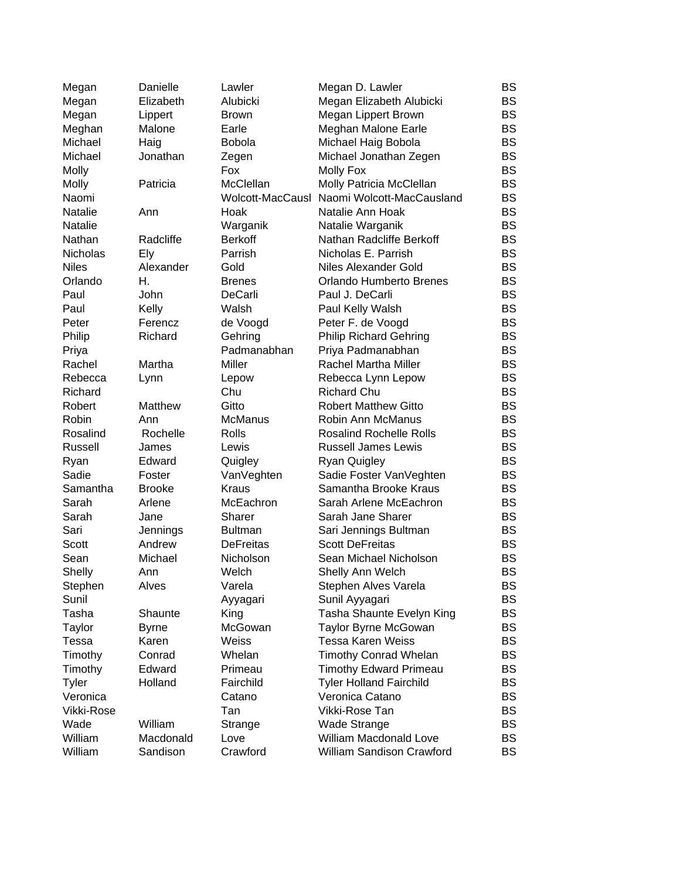| | | | | |
|---|---|---|---|---|
| Megan | Danielle | Lawler | Megan D. Lawler | BS |
| Megan | Elizabeth | Alubicki | Megan Elizabeth Alubicki | BS |
| Megan | Lippert | Brown | Megan Lippert Brown | BS |
| Meghan | Malone | Earle | Meghan Malone Earle | BS |
| Michael | Haig | Bobola | Michael Haig Bobola | BS |
| Michael | Jonathan | Zegen | Michael Jonathan Zegen | BS |
| Molly | | Fox | Molly Fox | BS |
| Molly | Patricia | McClellan | Molly Patricia McClellan | BS |
| Naomi | | Wolcott-MacCausl | Naomi Wolcott-MacCausland | BS |
| Natalie | Ann | Hoak | Natalie Ann Hoak | BS |
| Natalie | | Warganik | Natalie Warganik | BS |
| Nathan | Radcliffe | Berkoff | Nathan Radcliffe Berkoff | BS |
| Nicholas | Ely | Parrish | Nicholas E. Parrish | BS |
| Niles | Alexander | Gold | Niles Alexander Gold | BS |
| Orlando | H. | Brenes | Orlando Humberto Brenes | BS |
| Paul | John | DeCarli | Paul J. DeCarli | BS |
| Paul | Kelly | Walsh | Paul Kelly Walsh | BS |
| Peter | Ferencz | de Voogd | Peter F. de Voogd | BS |
| Philip | Richard | Gehring | Philip Richard Gehring | BS |
| Priya | | Padmanabhan | Priya Padmanabhan | BS |
| Rachel | Martha | Miller | Rachel Martha Miller | BS |
| Rebecca | Lynn | Lepow | Rebecca Lynn Lepow | BS |
| Richard | | Chu | Richard Chu | BS |
| Robert | Matthew | Gitto | Robert Matthew Gitto | BS |
| Robin | Ann | McManus | Robin Ann McManus | BS |
| Rosalind | Rochelle | Rolls | Rosalind Rochelle Rolls | BS |
| Russell | James | Lewis | Russell James Lewis | BS |
| Ryan | Edward | Quigley | Ryan Quigley | BS |
| Sadie | Foster | VanVeghten | Sadie Foster VanVeghten | BS |
| Samantha | Brooke | Kraus | Samantha Brooke Kraus | BS |
| Sarah | Arlene | McEachron | Sarah Arlene McEachron | BS |
| Sarah | Jane | Sharer | Sarah Jane Sharer | BS |
| Sari | Jennings | Bultman | Sari Jennings Bultman | BS |
| Scott | Andrew | DeFreitas | Scott DeFreitas | BS |
| Sean | Michael | Nicholson | Sean Michael Nicholson | BS |
| Shelly | Ann | Welch | Shelly Ann Welch | BS |
| Stephen | Alves | Varela | Stephen Alves Varela | BS |
| Sunil | | Ayyagari | Sunil Ayyagari | BS |
| Tasha | Shaunte | King | Tasha Shaunte Evelyn King | BS |
| Taylor | Byrne | McGowan | Taylor Byrne McGowan | BS |
| Tessa | Karen | Weiss | Tessa Karen Weiss | BS |
| Timothy | Conrad | Whelan | Timothy Conrad Whelan | BS |
| Timothy | Edward | Primeau | Timothy Edward Primeau | BS |
| Tyler | Holland | Fairchild | Tyler Holland Fairchild | BS |
| Veronica | | Catano | Veronica Catano | BS |
| Vikki-Rose | | Tan | Vikki-Rose Tan | BS |
| Wade | William | Strange | Wade Strange | BS |
| William | Macdonald | Love | William Macdonald Love | BS |
| William | Sandison | Crawford | William Sandison Crawford | BS |